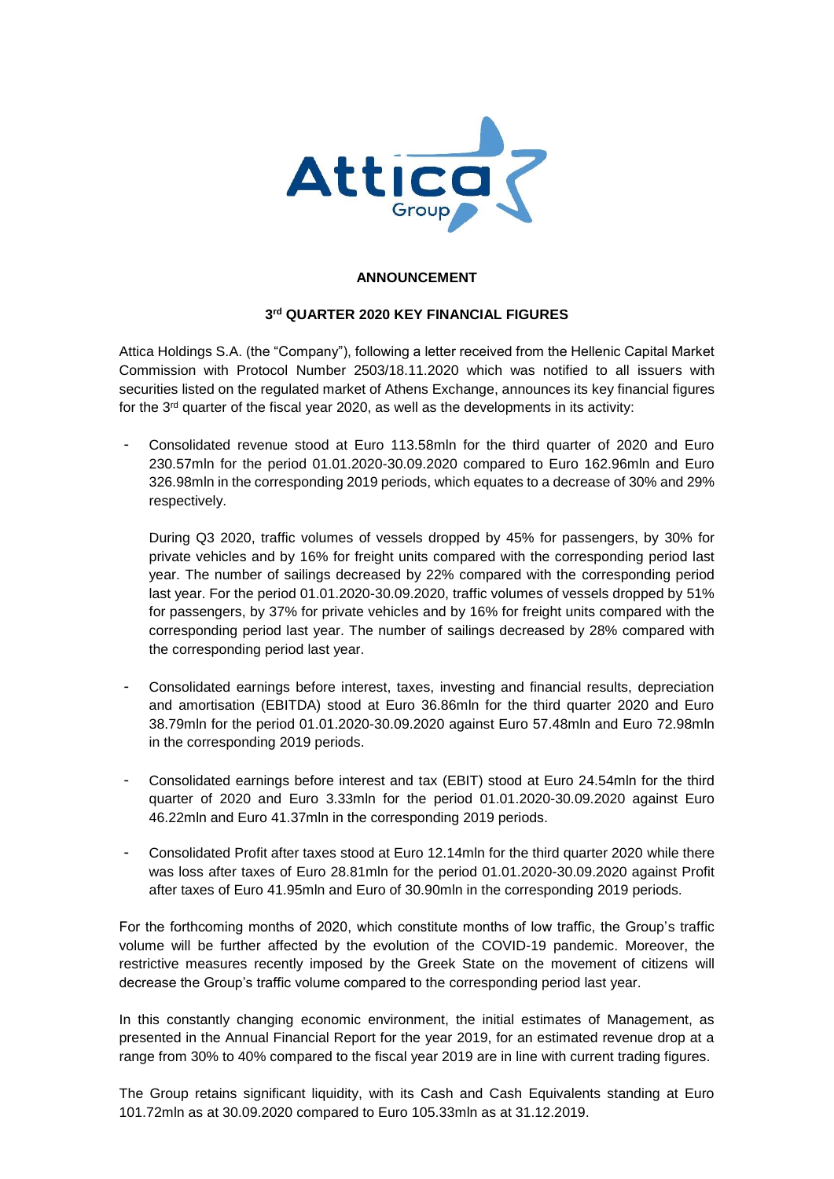# ANNOUNCEMENT

## 3rd QUARTER 2020 KEY FINANCIAL FIGURES

Attica Holdings S.A. (the "Company"), following a letter received from the Hellenic Capital Market Commission with Protocol Number 2503/18.11.2020 which was notified to all issuers with securities listed on the regulated market of Athens Exchange, announces its key financial figures for the 3rd quarter of the fiscal year 2020, as well as the developments in its activity:

- Consolidated revenue stood at Euro 113.58mln for the third quarter of 2020 and Euro 230.57mln for the period 01.01.2020-30.09.2020 compared to Euro 162.96mln and Euro 326.98mln in the corresponding 2019 periods, which equates to a decrease of 30% and 29% respectively.

  During Q3 2020, traffic volumes of vessels dropped by 45% for passengers, by 30% for private vehicles and by 16% for freight units compared with the corresponding period last year. The number of sailings decreased by 22% compared with the corresponding period last year. For the period 01.01.2020-30.09.2020, traffic volumes of vessels dropped by 51% for passengers, by 37% for private vehicles and by 16% for freight units compared with the corresponding period last year. The number of sailings decreased by 28% compared with the corresponding period last year.

- Consolidated earnings before interest, taxes, investing and financial results, depreciation and amortisation (EBITDA) stood at Euro 36.86mln for the third quarter 2020 and Euro 38.79mln for the period 01.01.2020-30.09.2020 against Euro 57.48mln and Euro 72.98mln in the corresponding 2019 periods.

- Consolidated earnings before interest and tax (EBIT) stood at Euro 24.54mln for the third quarter of 2020 and Euro 3.33mln for the period 01.01.2020-30.09.2020 against Euro 46.22mln and Euro 41.37mln in the corresponding 2019 periods.

- Consolidated Profit after taxes stood at Euro 12.14mln for the third quarter 2020 while there was loss after taxes of Euro 28.81mln for the period 01.01.2020-30.09.2020 against Profit after taxes of Euro 41.95mln and Euro of 30.90mln in the corresponding 2019 periods.

For the forthcoming months of 2020, which constitute months of low traffic, the Group's traffic volume will be further affected by the evolution of the COVID-19 pandemic. Moreover, the restrictive measures recently imposed by the Greek State on the movement of citizens will decrease the Group's traffic volume compared to the corresponding period last year.

In this constantly changing economic environment, the initial estimates of Management, as presented in the Annual Financial Report for the year 2019, for an estimated revenue drop at a range from 30% to 40% compared to the fiscal year 2019 are in line with current trading figures.

The Group retains significant liquidity, with its Cash and Cash Equivalents standing at Euro 101.72mln as at 30.09.2020 compared to Euro 105.33mln as at 31.12.2019.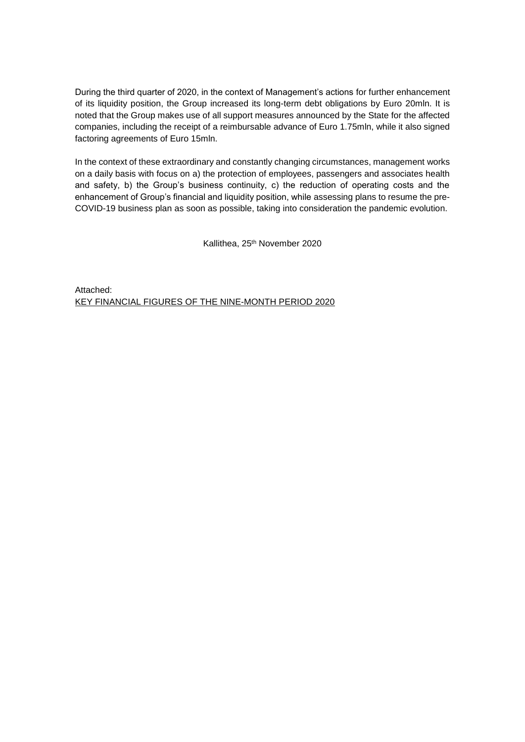During the third quarter of 2020, in the context of Management's actions for further enhancement of its liquidity position, the Group increased its long-term debt obligations by Euro 20mln. It is noted that the Group makes use of all support measures announced by the State for the affected companies, including the receipt of a reimbursable advance of Euro 1.75mln, while it also signed factoring agreements of Euro 15mln.

In the context of these extraordinary and constantly changing circumstances, management works on a daily basis with focus on a) the protection of employees, passengers and associates health and safety, b) the Group's business continuity, c) the reduction of operating costs and the enhancement of Group's financial and liquidity position, while assessing plans to resume the pre-COVID-19 business plan as soon as possible, taking into consideration the pandemic evolution.

Kallithea, 25th November 2020

Attached:
<u>KEY FINANCIAL FIGURES OF THE NINE-MONTH PERIOD 2020</u>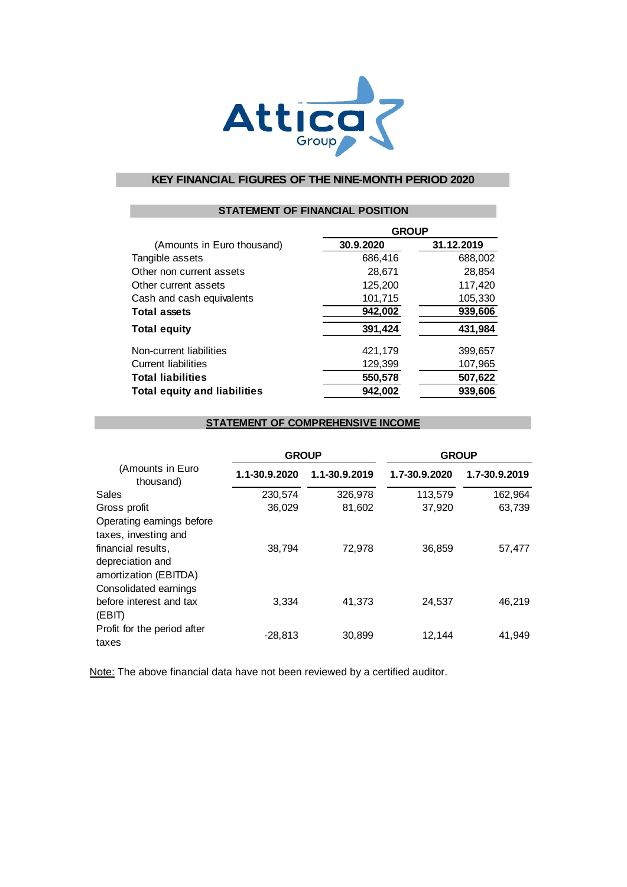## KEY FINANCIAL FIGURES OF THE NINE-MONTH PERIOD 2020

### STATEMENT OF FINANCIAL POSITION

| | GROUP | |
|---|---|---|
| (Amounts in Euro thousand) | 30.9.2020 | 31.12.2019 |
| Tangible assets | 686,416 | 688,002 |
| Other non current assets | 28,671 | 28,854 |
| Other current assets | 125,200 | 117,420 |
| Cash and cash equivalents | 101,715 | 105,330 |
| **Total assets** | **942,002** | **939,606** |
| **Total equity** | **391,424** | **431,984** |
| Non-current liabilities | 421,179 | 399,657 |
| Current liabilities | 129,399 | 107,965 |
| **Total liabilities** | **550,578** | **507,622** |
| **Total equity and liabilities** | **942,002** | **939,606** |

### STATEMENT OF COMPREHENSIVE INCOME

| | GROUP | | GROUP | |
|---|---|---|---|---|
| (Amounts in Euro thousand) | 1.1-30.9.2020 | 1.1-30.9.2019 | 1.7-30.9.2020 | 1.7-30.9.2019 |
| Sales | 230,574 | 326,978 | 113,579 | 162,964 |
| Gross profit | 36,029 | 81,602 | 37,920 | 63,739 |
| Operating earnings before taxes, investing and financial results, depreciation and amortization (EBITDA) | 38,794 | 72,978 | 36,859 | 57,477 |
| Consolidated earnings before interest and tax (EBIT) | 3,334 | 41,373 | 24,537 | 46,219 |
| Profit for the period after taxes | -28,813 | 30,899 | 12,144 | 41,949 |

Note: The above financial data have not been reviewed by a certified auditor.